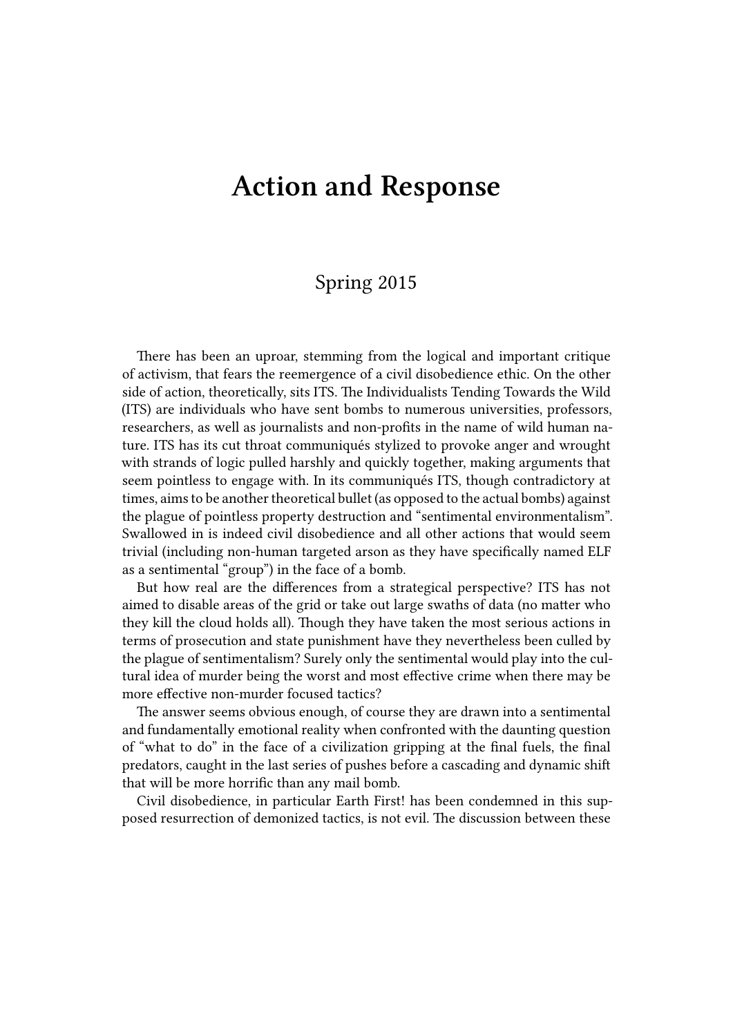# Action and Response

Spring 2015

There has been an uproar, stemming from the logical and important critique of activism, that fears the reemergence of a civil disobedience ethic. On the other side of action, theoretically, sits ITS. The Individualists Tending Towards the Wild (ITS) are individuals who have sent bombs to numerous universities, professors, researchers, as well as journalists and non-profits in the name of wild human nature. ITS has its cut throat communiqués stylized to provoke anger and wrought with strands of logic pulled harshly and quickly together, making arguments that seem pointless to engage with. In its communiqués ITS, though contradictory at times, aims to be another theoretical bullet (as opposed to the actual bombs) against the plague of pointless property destruction and "sentimental environmentalism". Swallowed in is indeed civil disobedience and all other actions that would seem trivial (including non-human targeted arson as they have specifically named ELF as a sentimental "group") in the face of a bomb.

But how real are the differences from a strategical perspective? ITS has not aimed to disable areas of the grid or take out large swaths of data (no matter who they kill the cloud holds all). Though they have taken the most serious actions in terms of prosecution and state punishment have they nevertheless been culled by the plague of sentimentalism? Surely only the sentimental would play into the cultural idea of murder being the worst and most effective crime when there may be more effective non-murder focused tactics?

The answer seems obvious enough, of course they are drawn into a sentimental and fundamentally emotional reality when confronted with the daunting question of "what to do" in the face of a civilization gripping at the final fuels, the final predators, caught in the last series of pushes before a cascading and dynamic shift that will be more horrific than any mail bomb.

Civil disobedience, in particular Earth First! has been condemned in this supposed resurrection of demonized tactics, is not evil. The discussion between these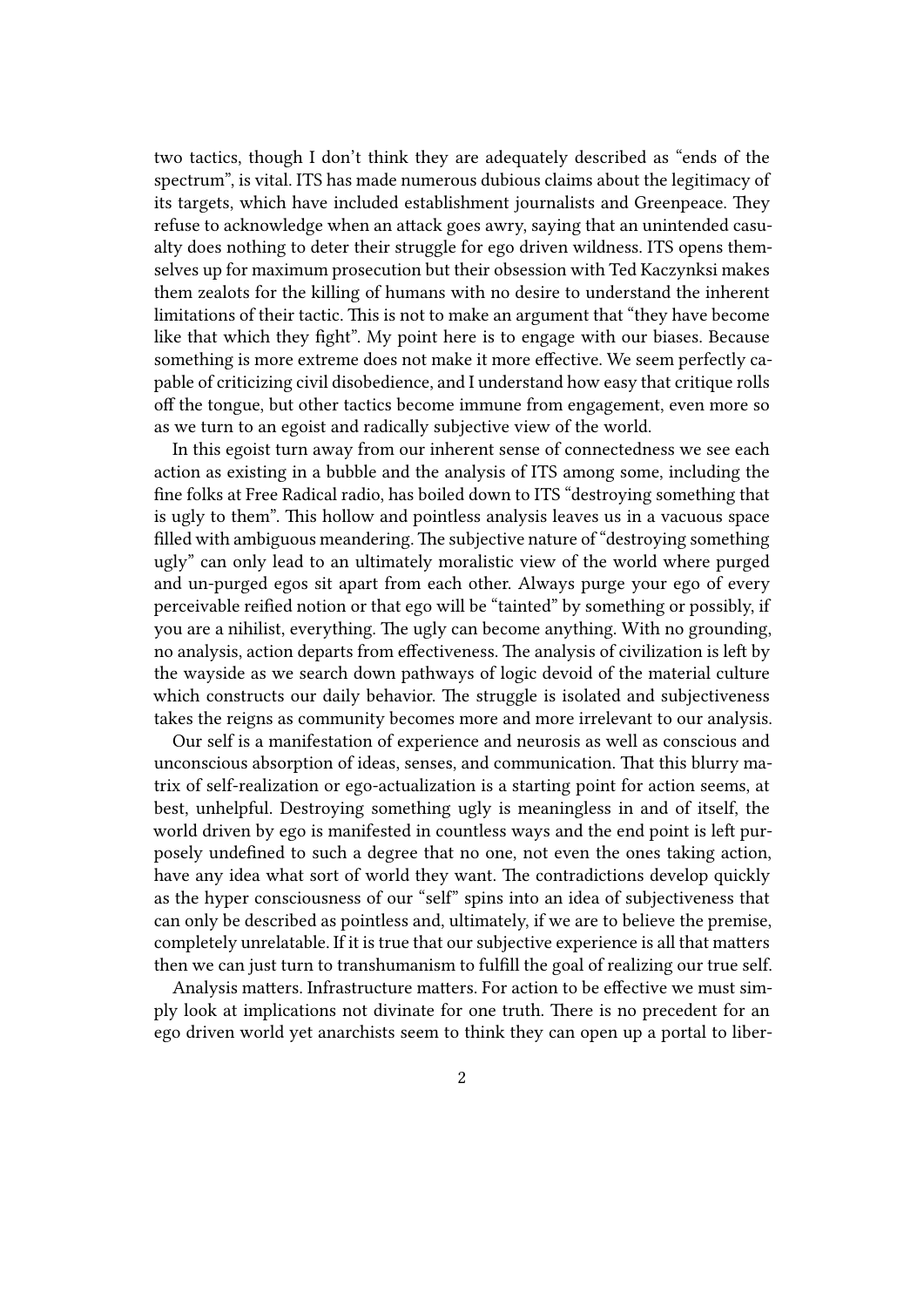two tactics, though I don't think they are adequately described as "ends of the spectrum", is vital. ITS has made numerous dubious claims about the legitimacy of its targets, which have included establishment journalists and Greenpeace. They refuse to acknowledge when an attack goes awry, saying that an unintended casualty does nothing to deter their struggle for ego driven wildness. ITS opens themselves up for maximum prosecution but their obsession with Ted Kaczynksi makes them zealots for the killing of humans with no desire to understand the inherent limitations of their tactic. This is not to make an argument that "they have become like that which they fight". My point here is to engage with our biases. Because something is more extreme does not make it more effective. We seem perfectly capable of criticizing civil disobedience, and I understand how easy that critique rolls off the tongue, but other tactics become immune from engagement, even more so as we turn to an egoist and radically subjective view of the world.

In this egoist turn away from our inherent sense of connectedness we see each action as existing in a bubble and the analysis of ITS among some, including the fine folks at Free Radical radio, has boiled down to ITS "destroying something that is ugly to them". This hollow and pointless analysis leaves us in a vacuous space filled with ambiguous meandering. The subjective nature of "destroying something ugly" can only lead to an ultimately moralistic view of the world where purged and un-purged egos sit apart from each other. Always purge your ego of every perceivable reified notion or that ego will be "tainted" by something or possibly, if you are a nihilist, everything. The ugly can become anything. With no grounding, no analysis, action departs from effectiveness. The analysis of civilization is left by the wayside as we search down pathways of logic devoid of the material culture which constructs our daily behavior. The struggle is isolated and subjectiveness takes the reigns as community becomes more and more irrelevant to our analysis.

Our self is a manifestation of experience and neurosis as well as conscious and unconscious absorption of ideas, senses, and communication. That this blurry matrix of self-realization or ego-actualization is a starting point for action seems, at best, unhelpful. Destroying something ugly is meaningless in and of itself, the world driven by ego is manifested in countless ways and the end point is left purposely undefined to such a degree that no one, not even the ones taking action, have any idea what sort of world they want. The contradictions develop quickly as the hyper consciousness of our "self" spins into an idea of subjectiveness that can only be described as pointless and, ultimately, if we are to believe the premise, completely unrelatable. If it is true that our subjective experience is all that matters then we can just turn to transhumanism to fulfill the goal of realizing our true self.

Analysis matters. Infrastructure matters. For action to be effective we must simply look at implications not divinate for one truth. There is no precedent for an ego driven world yet anarchists seem to think they can open up a portal to liber-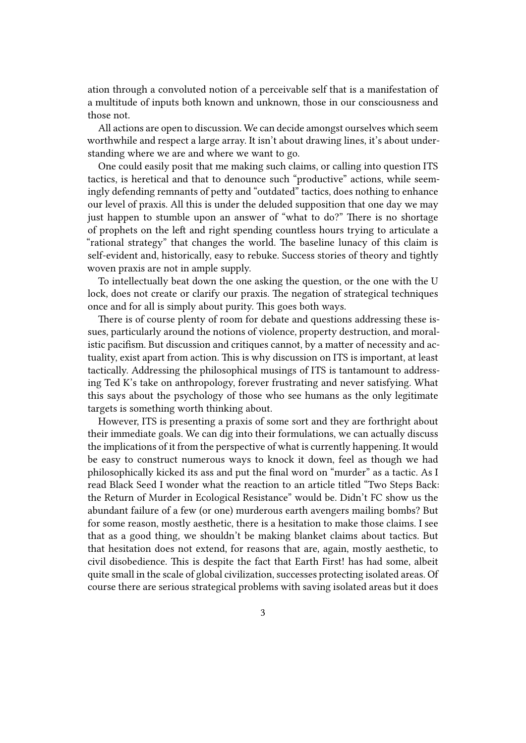ation through a convoluted notion of a perceivable self that is a manifestation of a multitude of inputs both known and unknown, those in our consciousness and those not.

All actions are open to discussion. We can decide amongst ourselves which seem worthwhile and respect a large array. It isn't about drawing lines, it's about understanding where we are and where we want to go.

One could easily posit that me making such claims, or calling into question ITS tactics, is heretical and that to denounce such "productive" actions, while seemingly defending remnants of petty and "outdated" tactics, does nothing to enhance our level of praxis. All this is under the deluded supposition that one day we may just happen to stumble upon an answer of "what to do?" There is no shortage of prophets on the left and right spending countless hours trying to articulate a "rational strategy" that changes the world. The baseline lunacy of this claim is self-evident and, historically, easy to rebuke. Success stories of theory and tightly woven praxis are not in ample supply.

To intellectually beat down the one asking the question, or the one with the U lock, does not create or clarify our praxis. The negation of strategical techniques once and for all is simply about purity. This goes both ways.

There is of course plenty of room for debate and questions addressing these issues, particularly around the notions of violence, property destruction, and moralistic pacifism. But discussion and critiques cannot, by a matter of necessity and actuality, exist apart from action. This is why discussion on ITS is important, at least tactically. Addressing the philosophical musings of ITS is tantamount to addressing Ted K's take on anthropology, forever frustrating and never satisfying. What this says about the psychology of those who see humans as the only legitimate targets is something worth thinking about.

However, ITS is presenting a praxis of some sort and they are forthright about their immediate goals. We can dig into their formulations, we can actually discuss the implications of it from the perspective of what is currently happening. It would be easy to construct numerous ways to knock it down, feel as though we had philosophically kicked its ass and put the final word on "murder" as a tactic. As I read Black Seed I wonder what the reaction to an article titled "Two Steps Back: the Return of Murder in Ecological Resistance" would be. Didn't FC show us the abundant failure of a few (or one) murderous earth avengers mailing bombs? But for some reason, mostly aesthetic, there is a hesitation to make those claims. I see that as a good thing, we shouldn't be making blanket claims about tactics. But that hesitation does not extend, for reasons that are, again, mostly aesthetic, to civil disobedience. This is despite the fact that Earth First! has had some, albeit quite small in the scale of global civilization, successes protecting isolated areas. Of course there are serious strategical problems with saving isolated areas but it does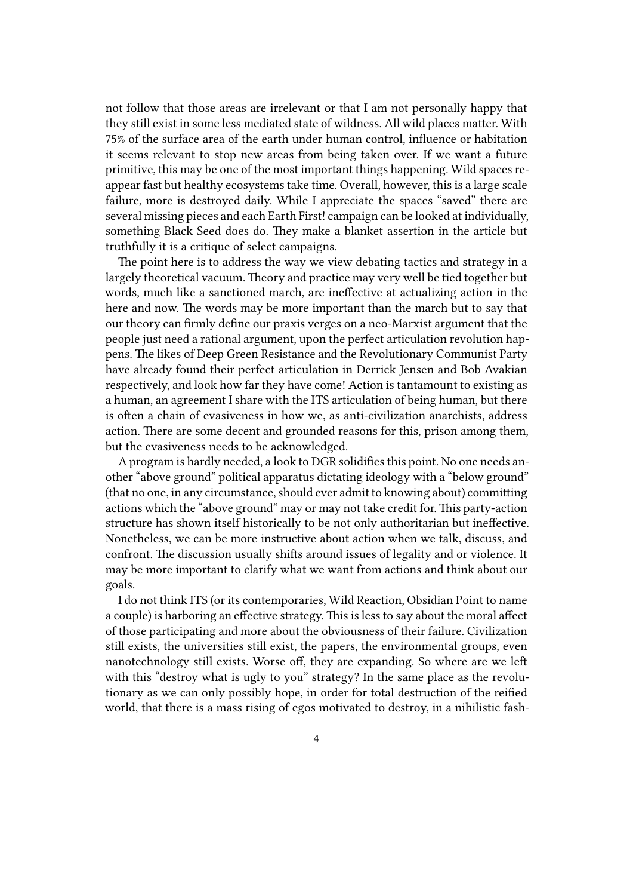not follow that those areas are irrelevant or that I am not personally happy that they still exist in some less mediated state of wildness. All wild places matter. With 75% of the surface area of the earth under human control, influence or habitation it seems relevant to stop new areas from being taken over. If we want a future primitive, this may be one of the most important things happening. Wild spaces reappear fast but healthy ecosystems take time. Overall, however, this is a large scale failure, more is destroyed daily. While I appreciate the spaces "saved" there are several missing pieces and each Earth First! campaign can be looked at individually, something Black Seed does do. They make a blanket assertion in the article but truthfully it is a critique of select campaigns.

The point here is to address the way we view debating tactics and strategy in a largely theoretical vacuum. Theory and practice may very well be tied together but words, much like a sanctioned march, are ineffective at actualizing action in the here and now. The words may be more important than the march but to say that our theory can firmly define our praxis verges on a neo-Marxist argument that the people just need a rational argument, upon the perfect articulation revolution happens. The likes of Deep Green Resistance and the Revolutionary Communist Party have already found their perfect articulation in Derrick Jensen and Bob Avakian respectively, and look how far they have come! Action is tantamount to existing as a human, an agreement I share with the ITS articulation of being human, but there is often a chain of evasiveness in how we, as anti-civilization anarchists, address action. There are some decent and grounded reasons for this, prison among them, but the evasiveness needs to be acknowledged.

A program is hardly needed, a look to DGR solidifies this point. No one needs another "above ground" political apparatus dictating ideology with a "below ground" (that no one, in any circumstance, should ever admit to knowing about) committing actions which the "above ground" may or may not take credit for. This party-action structure has shown itself historically to be not only authoritarian but ineffective. Nonetheless, we can be more instructive about action when we talk, discuss, and confront. The discussion usually shifts around issues of legality and or violence. It may be more important to clarify what we want from actions and think about our goals.

I do not think ITS (or its contemporaries, Wild Reaction, Obsidian Point to name a couple) is harboring an effective strategy. This is less to say about the moral affect of those participating and more about the obviousness of their failure. Civilization still exists, the universities still exist, the papers, the environmental groups, even nanotechnology still exists. Worse off, they are expanding. So where are we left with this "destroy what is ugly to you" strategy? In the same place as the revolutionary as we can only possibly hope, in order for total destruction of the reified world, that there is a mass rising of egos motivated to destroy, in a nihilistic fash-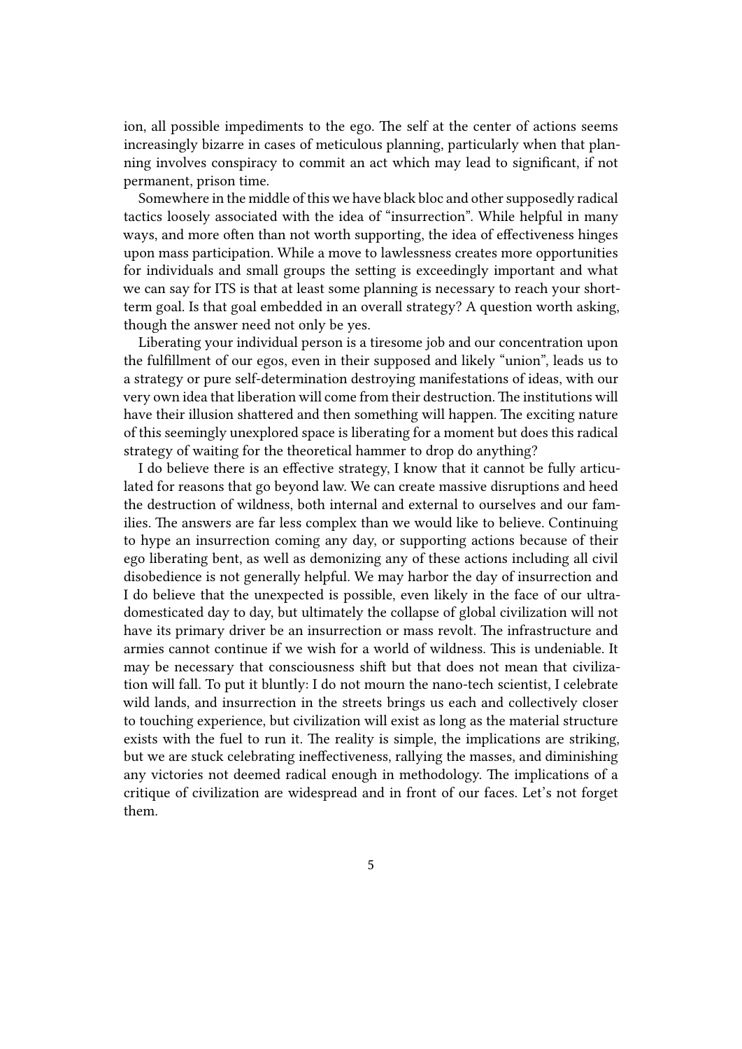ion, all possible impediments to the ego. The self at the center of actions seems increasingly bizarre in cases of meticulous planning, particularly when that planning involves conspiracy to commit an act which may lead to significant, if not permanent, prison time.

Somewhere in the middle of this we have black bloc and other supposedly radical tactics loosely associated with the idea of "insurrection". While helpful in many ways, and more often than not worth supporting, the idea of effectiveness hinges upon mass participation. While a move to lawlessness creates more opportunities for individuals and small groups the setting is exceedingly important and what we can say for ITS is that at least some planning is necessary to reach your short-term goal. Is that goal embedded in an overall strategy? A question worth asking, though the answer need not only be yes.

Liberating your individual person is a tiresome job and our concentration upon the fulfillment of our egos, even in their supposed and likely "union", leads us to a strategy or pure self-determination destroying manifestations of ideas, with our very own idea that liberation will come from their destruction. The institutions will have their illusion shattered and then something will happen. The exciting nature of this seemingly unexplored space is liberating for a moment but does this radical strategy of waiting for the theoretical hammer to drop do anything?

I do believe there is an effective strategy, I know that it cannot be fully articulated for reasons that go beyond law. We can create massive disruptions and heed the destruction of wildness, both internal and external to ourselves and our families. The answers are far less complex than we would like to believe. Continuing to hype an insurrection coming any day, or supporting actions because of their ego liberating bent, as well as demonizing any of these actions including all civil disobedience is not generally helpful. We may harbor the day of insurrection and I do believe that the unexpected is possible, even likely in the face of our ultra-domesticated day to day, but ultimately the collapse of global civilization will not have its primary driver be an insurrection or mass revolt. The infrastructure and armies cannot continue if we wish for a world of wildness. This is undeniable. It may be necessary that consciousness shift but that does not mean that civilization will fall. To put it bluntly: I do not mourn the nano-tech scientist, I celebrate wild lands, and insurrection in the streets brings us each and collectively closer to touching experience, but civilization will exist as long as the material structure exists with the fuel to run it. The reality is simple, the implications are striking, but we are stuck celebrating ineffectiveness, rallying the masses, and diminishing any victories not deemed radical enough in methodology. The implications of a critique of civilization are widespread and in front of our faces. Let's not forget them.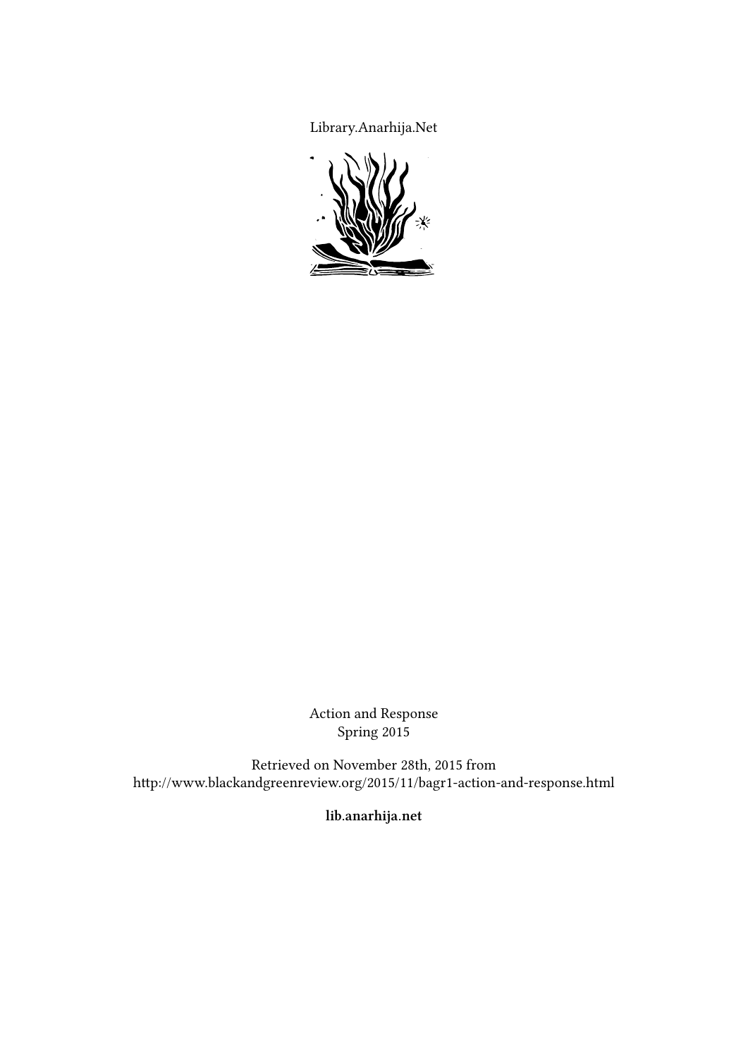Library.Anarhija.Net

Action and Response
Spring 2015

Retrieved on November 28th, 2015 from
http://www.blackandgreenreview.org/2015/11/bagr1-action-and-response.html

**lib.anarhija.net**